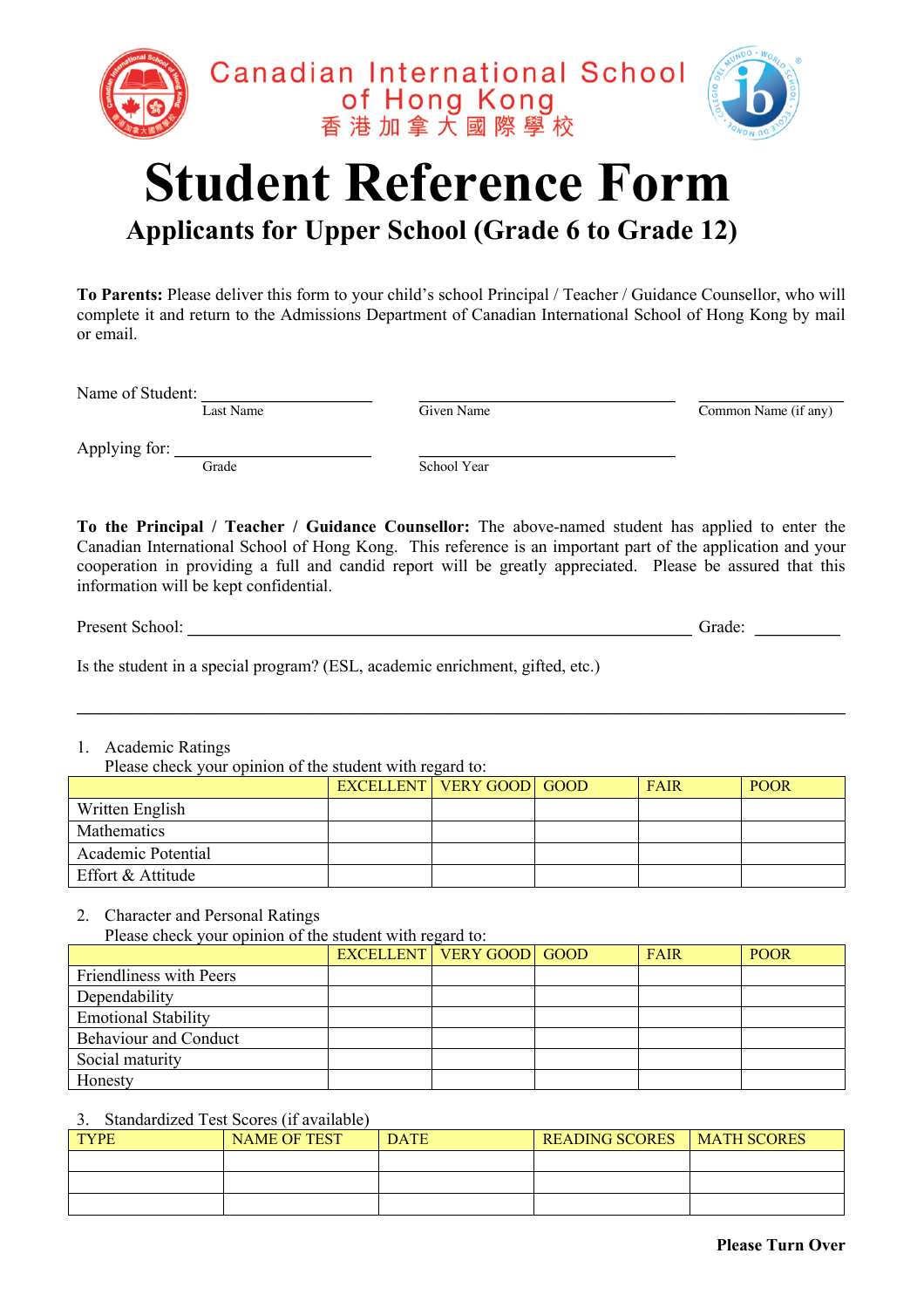Canadian International School of Hong Kong

香港加拿大國際學校

# Student Reference Form

## Applicants for Upper School (Grade 6 to Grade 12)

**To Parents:** Please deliver this form to your child's school Principal / Teacher / Guidance Counsellor, who will complete it and return to the Admissions Department of Canadian International School of Hong Kong by mail or email.

Name of Student: ____________________ ______________________________ ________________

Last Name — Given Name — Common Name (if any)

Applying for: ______________________ ______________________________

Grade — School Year

**To the Principal / Teacher / Guidance Counsellor:** The above-named student has applied to enter the Canadian International School of Hong Kong. This reference is an important part of the application and your cooperation in providing a full and candid report will be greatly appreciated. Please be assured that this information will be kept confidential.

Present School: ____________________________________________________________ Grade: __________

Is the student in a special program? (ESL, academic enrichment, gifted, etc.)

_____________________________________________________________________________________

1. Academic Ratings

   Please check your opinion of the student with regard to:

| | EXCELLENT | VERY GOOD | GOOD | FAIR | POOR |
|---|---|---|---|---|---|
| Written English | | | | | |
| Mathematics | | | | | |
| Academic Potential | | | | | |
| Effort & Attitude | | | | | |

2. Character and Personal Ratings

   Please check your opinion of the student with regard to:

| | EXCELLENT | VERY GOOD | GOOD | FAIR | POOR |
|---|---|---|---|---|---|
| Friendliness with Peers | | | | | |
| Dependability | | | | | |
| Emotional Stability | | | | | |
| Behaviour and Conduct | | | | | |
| Social maturity | | | | | |
| Honesty | | | | | |

3. Standardized Test Scores (if available)

| TYPE | NAME OF TEST | DATE | READING SCORES | MATH SCORES |
|---|---|---|---|---|
| | | | | |
| | | | | |
| | | | | |

**Please Turn Over**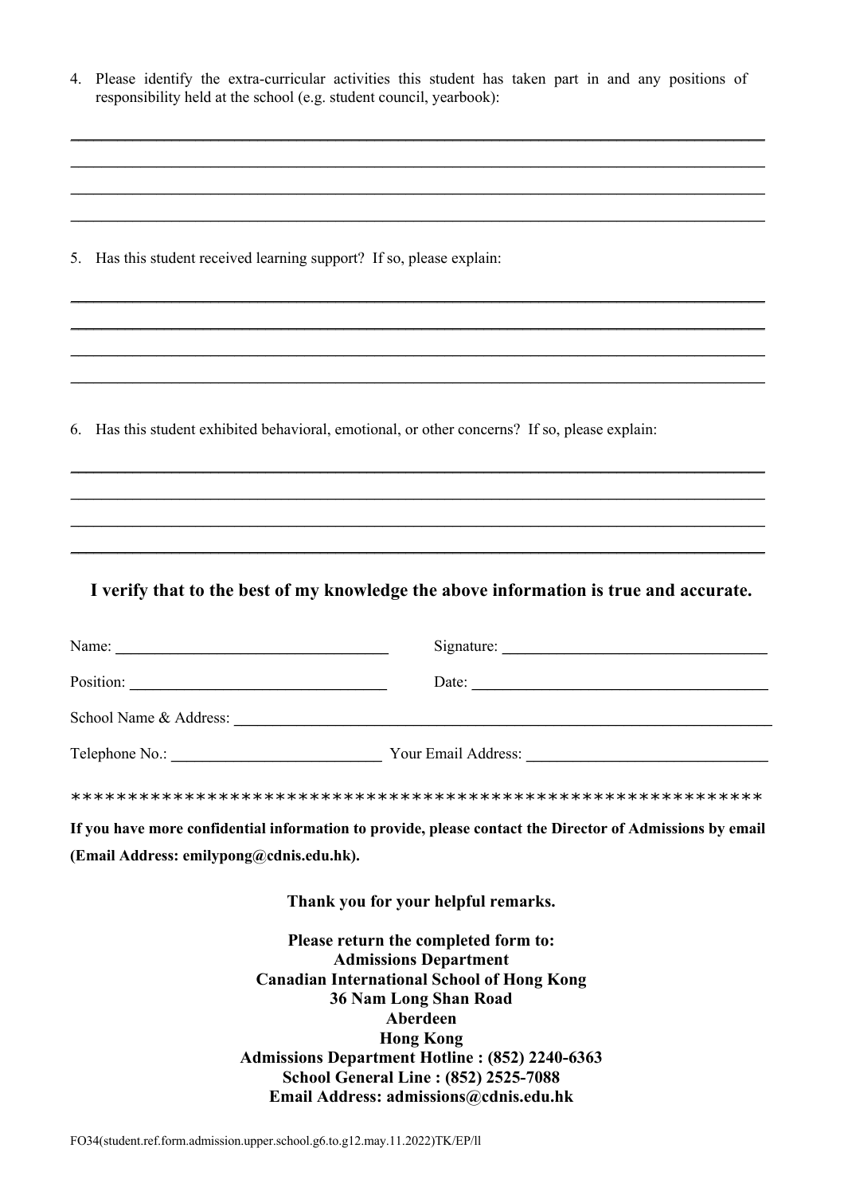4. Please identify the extra-curricular activities this student has taken part in and any positions of responsibility held at the school (e.g. student council, yearbook):

\_\_\_\_\_\_\_\_\_\_\_\_\_\_\_\_\_\_\_\_\_\_\_\_\_\_\_\_\_\_\_\_\_\_\_\_\_\_\_\_\_\_\_\_\_\_\_\_\_\_\_\_\_\_\_\_\_\_\_\_\_\_\_\_\_\_\_\_\_\_\_\_\_\_\_\_

\_\_\_\_\_\_\_\_\_\_\_\_\_\_\_\_\_\_\_\_\_\_\_\_\_\_\_\_\_\_\_\_\_\_\_\_\_\_\_\_\_\_\_\_\_\_\_\_\_\_\_\_\_\_\_\_\_\_\_\_\_\_\_\_\_\_\_\_\_\_\_\_\_\_\_\_

\_\_\_\_\_\_\_\_\_\_\_\_\_\_\_\_\_\_\_\_\_\_\_\_\_\_\_\_\_\_\_\_\_\_\_\_\_\_\_\_\_\_\_\_\_\_\_\_\_\_\_\_\_\_\_\_\_\_\_\_\_\_\_\_\_\_\_\_\_\_\_\_\_\_\_\_

\_\_\_\_\_\_\_\_\_\_\_\_\_\_\_\_\_\_\_\_\_\_\_\_\_\_\_\_\_\_\_\_\_\_\_\_\_\_\_\_\_\_\_\_\_\_\_\_\_\_\_\_\_\_\_\_\_\_\_\_\_\_\_\_\_\_\_\_\_\_\_\_\_\_\_\_

5. Has this student received learning support? If so, please explain:

\_\_\_\_\_\_\_\_\_\_\_\_\_\_\_\_\_\_\_\_\_\_\_\_\_\_\_\_\_\_\_\_\_\_\_\_\_\_\_\_\_\_\_\_\_\_\_\_\_\_\_\_\_\_\_\_\_\_\_\_\_\_\_\_\_\_\_\_\_\_\_\_\_\_\_\_

\_\_\_\_\_\_\_\_\_\_\_\_\_\_\_\_\_\_\_\_\_\_\_\_\_\_\_\_\_\_\_\_\_\_\_\_\_\_\_\_\_\_\_\_\_\_\_\_\_\_\_\_\_\_\_\_\_\_\_\_\_\_\_\_\_\_\_\_\_\_\_\_\_\_\_\_

\_\_\_\_\_\_\_\_\_\_\_\_\_\_\_\_\_\_\_\_\_\_\_\_\_\_\_\_\_\_\_\_\_\_\_\_\_\_\_\_\_\_\_\_\_\_\_\_\_\_\_\_\_\_\_\_\_\_\_\_\_\_\_\_\_\_\_\_\_\_\_\_\_\_\_\_

\_\_\_\_\_\_\_\_\_\_\_\_\_\_\_\_\_\_\_\_\_\_\_\_\_\_\_\_\_\_\_\_\_\_\_\_\_\_\_\_\_\_\_\_\_\_\_\_\_\_\_\_\_\_\_\_\_\_\_\_\_\_\_\_\_\_\_\_\_\_\_\_\_\_\_\_

6. Has this student exhibited behavioral, emotional, or other concerns? If so, please explain:

\_\_\_\_\_\_\_\_\_\_\_\_\_\_\_\_\_\_\_\_\_\_\_\_\_\_\_\_\_\_\_\_\_\_\_\_\_\_\_\_\_\_\_\_\_\_\_\_\_\_\_\_\_\_\_\_\_\_\_\_\_\_\_\_\_\_\_\_\_\_\_\_\_\_\_\_

\_\_\_\_\_\_\_\_\_\_\_\_\_\_\_\_\_\_\_\_\_\_\_\_\_\_\_\_\_\_\_\_\_\_\_\_\_\_\_\_\_\_\_\_\_\_\_\_\_\_\_\_\_\_\_\_\_\_\_\_\_\_\_\_\_\_\_\_\_\_\_\_\_\_\_\_

\_\_\_\_\_\_\_\_\_\_\_\_\_\_\_\_\_\_\_\_\_\_\_\_\_\_\_\_\_\_\_\_\_\_\_\_\_\_\_\_\_\_\_\_\_\_\_\_\_\_\_\_\_\_\_\_\_\_\_\_\_\_\_\_\_\_\_\_\_\_\_\_\_\_\_\_

\_\_\_\_\_\_\_\_\_\_\_\_\_\_\_\_\_\_\_\_\_\_\_\_\_\_\_\_\_\_\_\_\_\_\_\_\_\_\_\_\_\_\_\_\_\_\_\_\_\_\_\_\_\_\_\_\_\_\_\_\_\_\_\_\_\_\_\_\_\_\_\_\_\_\_\_

### I verify that to the best of my knowledge the above information is true and accurate.

Name: \_\_\_\_\_\_\_\_\_\_\_\_\_\_\_\_\_\_\_\_\_\_\_\_\_\_\_\_\_\_ Signature: \_\_\_\_\_\_\_\_\_\_\_\_\_\_\_\_\_\_\_\_\_\_\_\_\_\_\_\_\_\_

Position: \_\_\_\_\_\_\_\_\_\_\_\_\_\_\_\_\_\_\_\_\_\_\_\_\_\_\_\_\_\_ Date: \_\_\_\_\_\_\_\_\_\_\_\_\_\_\_\_\_\_\_\_\_\_\_\_\_\_\_\_\_\_

School Name & Address: \_\_\_\_\_\_\_\_\_\_\_\_\_\_\_\_\_\_\_\_\_\_\_\_\_\_\_\_\_\_\_\_\_\_\_\_\_\_\_\_\_\_\_\_\_\_\_\_\_\_\_\_\_\_\_\_

Telephone No.: \_\_\_\_\_\_\_\_\_\_\_\_\_\_\_\_\_\_\_\_\_\_\_\_ Your Email Address: \_\_\_\_\_\_\_\_\_\_\_\_\_\_\_\_\_\_\_\_\_\_\_\_\_\_\_\_

\*\*\*\*\*\*\*\*\*\*\*\*\*\*\*\*\*\*\*\*\*\*\*\*\*\*\*\*\*\*\*\*\*\*\*\*\*\*\*\*\*\*\*\*\*\*\*\*\*\*\*\*\*\*\*\*\*\*\*\*\*\*

**If you have more confidential information to provide, please contact the Director of Admissions by email (Email Address: emilypong@cdnis.edu.hk).**

**Thank you for your helpful remarks.**

**Please return the completed form to:**
**Admissions Department**
**Canadian International School of Hong Kong**
**36 Nam Long Shan Road**
**Aberdeen**
**Hong Kong**
**Admissions Department Hotline : (852) 2240-6363**
**School General Line : (852) 2525-7088**
**Email Address: admissions@cdnis.edu.hk**

FO34(student.ref.form.admission.upper.school.g6.to.g12.may.11.2022)TK/EP/ll